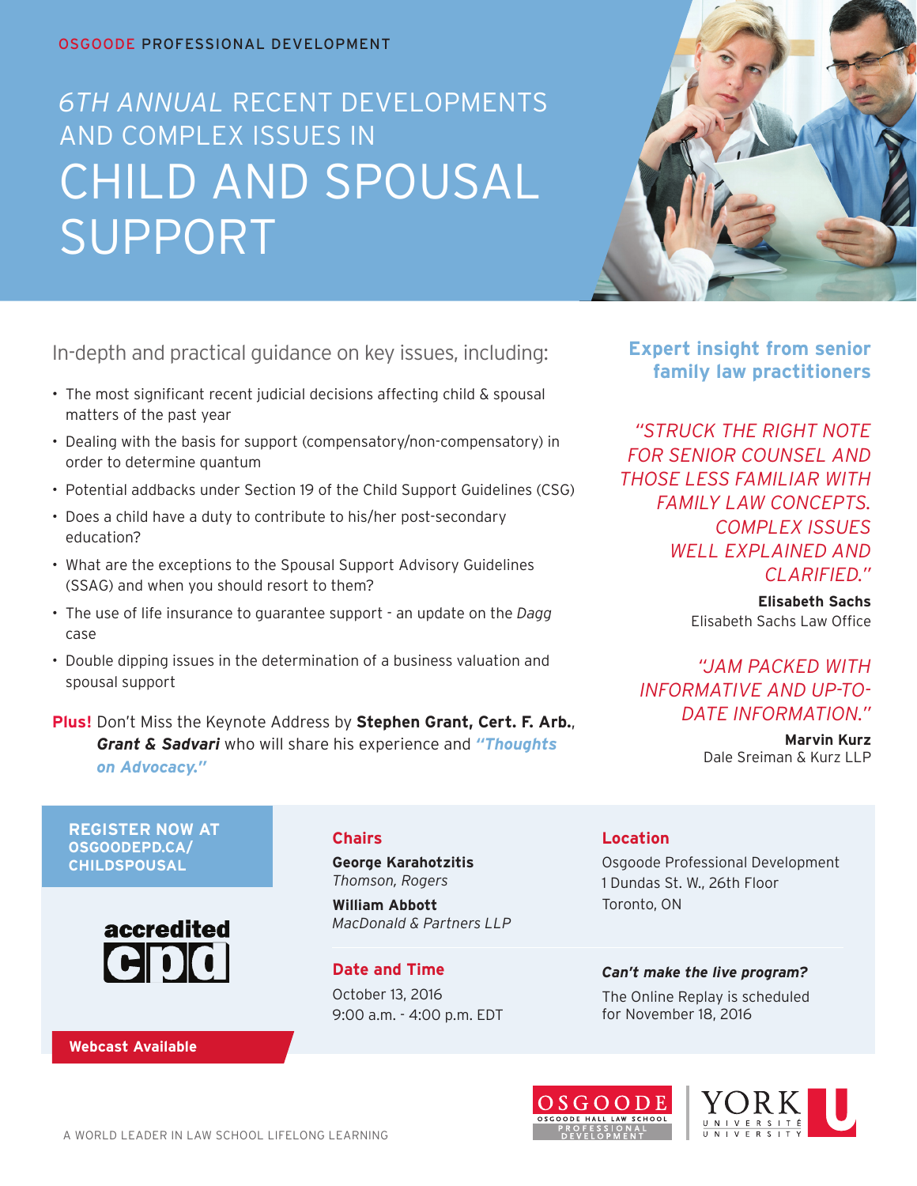OSGOODE PROFESSIONAL DEVELOPMENT

# *6TH ANNUAL* RECENT DEVELOPMENTS AND COMPLEX ISSUES IN CHILD AND SPOUSAL SUPPORT

In-depth and practical guidance on key issues, including:

- The most significant recent judicial decisions affecting child & spousal matters of the past year
- Dealing with the basis for support (compensatory/non-compensatory) in order to determine quantum
- Potential addbacks under Section 19 of the Child Support Guidelines (CSG)
- Does a child have a duty to contribute to his/her post-secondary education?
- What are the exceptions to the Spousal Support Advisory Guidelines (SSAG) and when you should resort to them?
- The use of life insurance to guarantee support - an update on the *Dagg* case
- Double dipping issues in the determination of a business valuation and spousal support

**Plus!** Don't Miss the Keynote Address by **Stephen Grant, Cert. F. Arb.**, ***Grant & Sadvari*** who will share his experience and ***"Thoughts on Advocacy."***

**Expert insight from senior family law practitioners**

*"STRUCK THE RIGHT NOTE FOR SENIOR COUNSEL AND THOSE LESS FAMILIAR WITH FAMILY LAW CONCEPTS. COMPLEX ISSUES WELL EXPLAINED AND CLARIFIED."*

**Elisabeth Sachs**
Elisabeth Sachs Law Office

*"JAM PACKED WITH INFORMATIVE AND UP-TO-DATE INFORMATION."*

**Marvin Kurz**
Dale Sreiman & Kurz LLP

**REGISTER NOW AT OSGOODEPD.CA/CHILDSPOUSAL**

accredited cpd

**Webcast Available**

**Chairs**

**George Karahotzitis**
*Thomson, Rogers*

**William Abbott**
*MacDonald & Partners LLP*

**Date and Time**

October 13, 2016
9:00 a.m. - 4:00 p.m. EDT

**Location**

Osgoode Professional Development
1 Dundas St. W., 26th Floor
Toronto, ON

***Can't make the live program?***

The Online Replay is scheduled for November 18, 2016

A WORLD LEADER IN LAW SCHOOL LIFELONG LEARNING

OSGOODE HALL LAW SCHOOL PROFESSIONAL DEVELOPMENT | YORK UNIVERSITÉ UNIVERSITY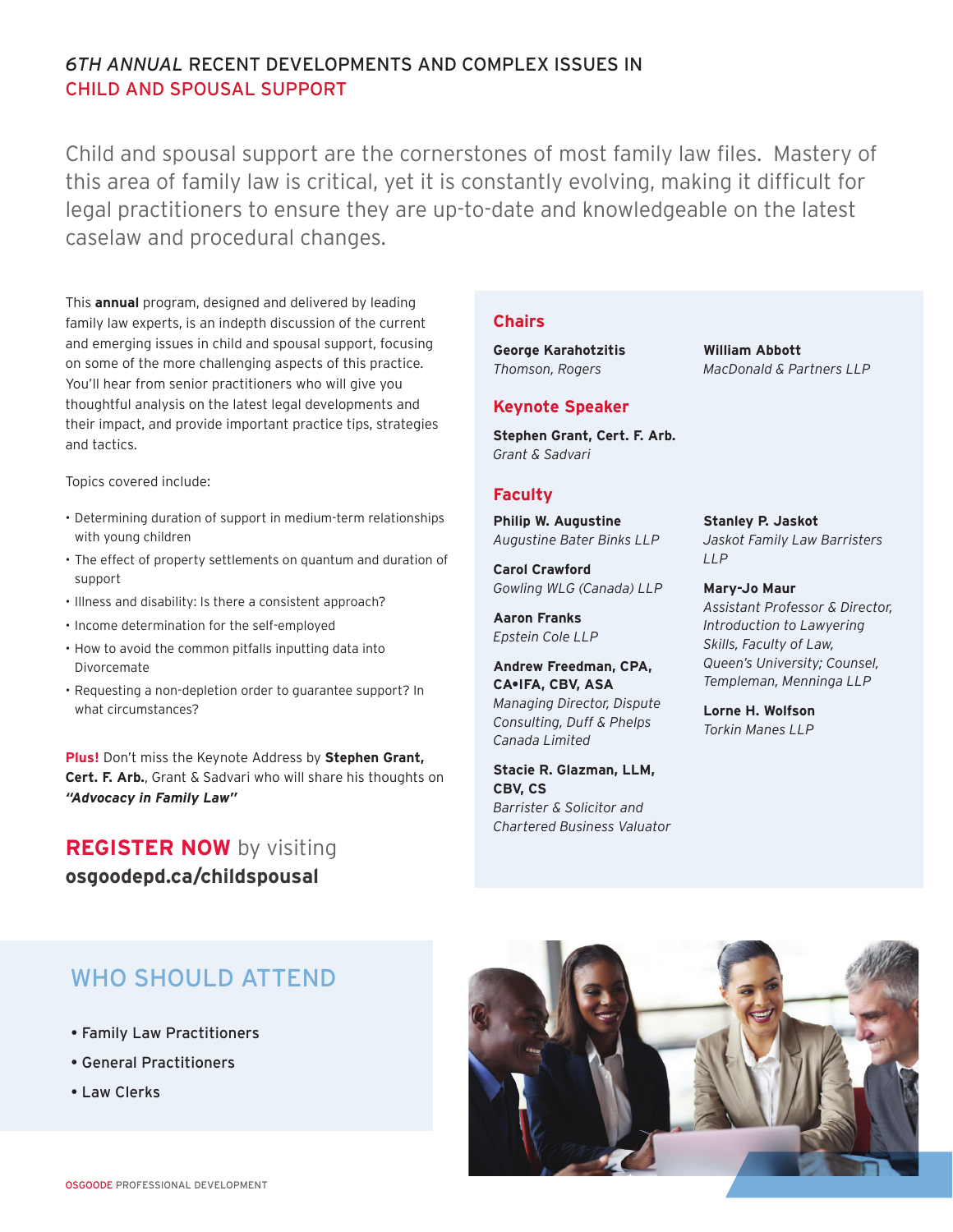# *6TH ANNUAL* RECENT DEVELOPMENTS AND COMPLEX ISSUES IN CHILD AND SPOUSAL SUPPORT

Child and spousal support are the cornerstones of most family law files. Mastery of this area of family law is critical, yet it is constantly evolving, making it difficult for legal practitioners to ensure they are up-to-date and knowledgeable on the latest caselaw and procedural changes.

This **annual** program, designed and delivered by leading family law experts, is an indepth discussion of the current and emerging issues in child and spousal support, focusing on some of the more challenging aspects of this practice. You'll hear from senior practitioners who will give you thoughtful analysis on the latest legal developments and their impact, and provide important practice tips, strategies and tactics.

Topics covered include:

- Determining duration of support in medium-term relationships with young children
- The effect of property settlements on quantum and duration of support
- Illness and disability: Is there a consistent approach?
- Income determination for the self-employed
- How to avoid the common pitfalls inputting data into Divorcemate
- Requesting a non-depletion order to guarantee support? In what circumstances?

**Plus!** Don't miss the Keynote Address by **Stephen Grant, Cert. F. Arb.**, Grant & Sadvari who will share his thoughts on ***"Advocacy in Family Law"***

**REGISTER NOW** by visiting **osgoodepd.ca/childspousal**

## Chairs

**George Karahotzitis**
*Thomson, Rogers*

**William Abbott**
*MacDonald & Partners LLP*

## Keynote Speaker

**Stephen Grant, Cert. F. Arb.**
*Grant & Sadvari*

## Faculty

**Philip W. Augustine**
*Augustine Bater Binks LLP*

**Carol Crawford**
*Gowling WLG (Canada) LLP*

**Aaron Franks**
*Epstein Cole LLP*

**Andrew Freedman, CPA, CA•IFA, CBV, ASA**
*Managing Director, Dispute Consulting, Duff & Phelps Canada Limited*

**Stacie R. Glazman, LLM, CBV, CS**
*Barrister & Solicitor and Chartered Business Valuator*

**Stanley P. Jaskot**
*Jaskot Family Law Barristers LLP*

**Mary-Jo Maur**
*Assistant Professor & Director, Introduction to Lawyering Skills, Faculty of Law, Queen's University; Counsel, Templeman, Menninga LLP*

**Lorne H. Wolfson**
*Torkin Manes LLP*

## WHO SHOULD ATTEND

- Family Law Practitioners
- General Practitioners
- Law Clerks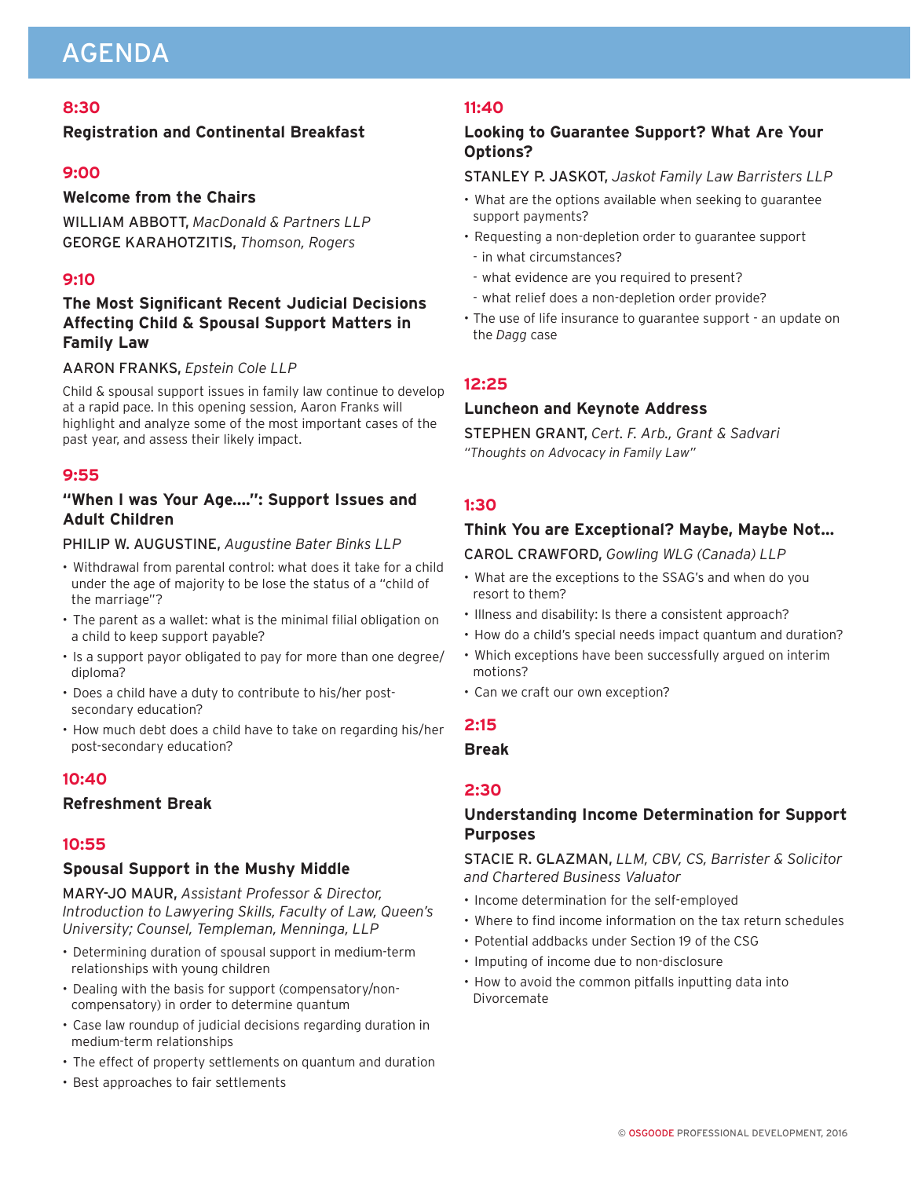# AGENDA

## 8:30

### Registration and Continental Breakfast

## 9:00

### Welcome from the Chairs

WILLIAM ABBOTT, *MacDonald & Partners LLP*
GEORGE KARAHOTZITIS, *Thomson, Rogers*

## 9:10

### The Most Significant Recent Judicial Decisions Affecting Child & Spousal Support Matters in Family Law

AARON FRANKS, *Epstein Cole LLP*

Child & spousal support issues in family law continue to develop at a rapid pace. In this opening session, Aaron Franks will highlight and analyze some of the most important cases of the past year, and assess their likely impact.

## 9:55

### "When I was Your Age....": Support Issues and Adult Children

PHILIP W. AUGUSTINE, *Augustine Bater Binks LLP*

- Withdrawal from parental control: what does it take for a child under the age of majority to be lose the status of a "child of the marriage"?
- The parent as a wallet: what is the minimal filial obligation on a child to keep support payable?
- Is a support payor obligated to pay for more than one degree/diploma?
- Does a child have a duty to contribute to his/her post-secondary education?
- How much debt does a child have to take on regarding his/her post-secondary education?

## 10:40

### Refreshment Break

## 10:55

### Spousal Support in the Mushy Middle

MARY-JO MAUR, *Assistant Professor & Director, Introduction to Lawyering Skills, Faculty of Law, Queen's University; Counsel, Templeman, Menninga, LLP*

- Determining duration of spousal support in medium-term relationships with young children
- Dealing with the basis for support (compensatory/non-compensatory) in order to determine quantum
- Case law roundup of judicial decisions regarding duration in medium-term relationships
- The effect of property settlements on quantum and duration
- Best approaches to fair settlements

## 11:40

### Looking to Guarantee Support? What Are Your Options?

STANLEY P. JASKOT, *Jaskot Family Law Barristers LLP*

- What are the options available when seeking to guarantee support payments?
- Requesting a non-depletion order to guarantee support
  - in what circumstances?
  - what evidence are you required to present?
  - what relief does a non-depletion order provide?
- The use of life insurance to guarantee support - an update on the *Dagg* case

## 12:25

### Luncheon and Keynote Address

STEPHEN GRANT, *Cert. F. Arb., Grant & Sadvari*
*"Thoughts on Advocacy in Family Law"*

## 1:30

### Think You are Exceptional? Maybe, Maybe Not...

CAROL CRAWFORD, *Gowling WLG (Canada) LLP*

- What are the exceptions to the SSAG's and when do you resort to them?
- Illness and disability: Is there a consistent approach?
- How do a child's special needs impact quantum and duration?
- Which exceptions have been successfully argued on interim motions?
- Can we craft our own exception?

## 2:15

### Break

## 2:30

### Understanding Income Determination for Support Purposes

STACIE R. GLAZMAN, *LLM, CBV, CS, Barrister & Solicitor and Chartered Business Valuator*

- Income determination for the self-employed
- Where to find income information on the tax return schedules
- Potential addbacks under Section 19 of the CSG
- Imputing of income due to non-disclosure
- How to avoid the common pitfalls inputting data into Divorcemate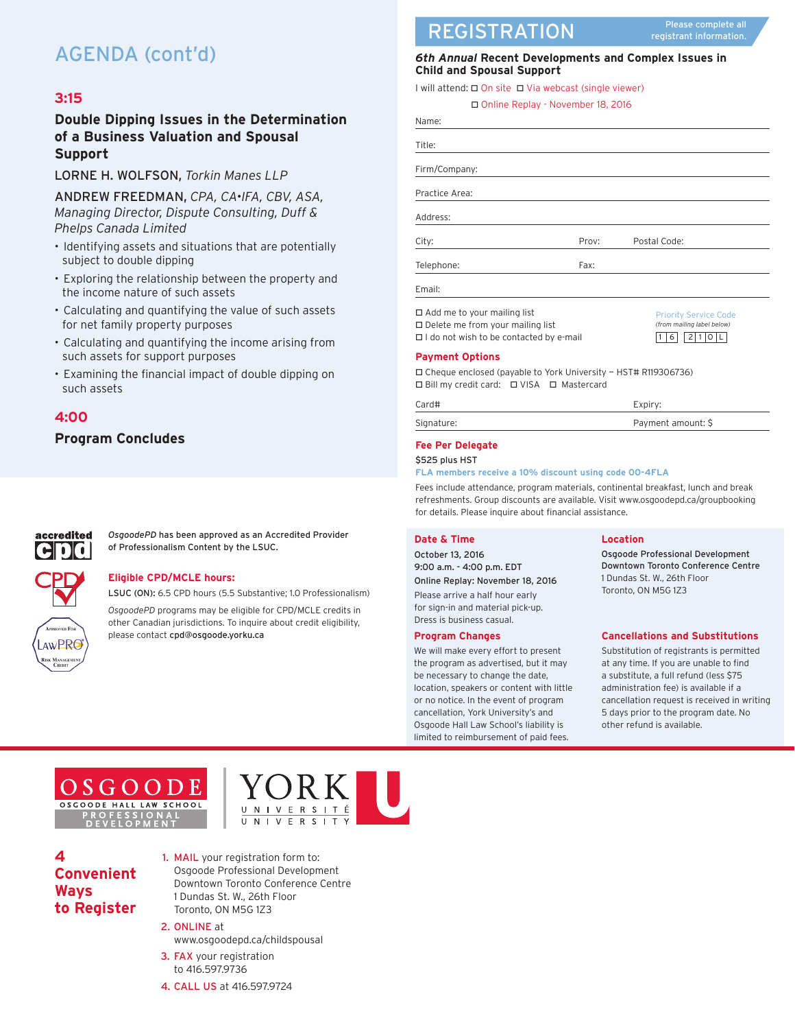## AGENDA (cont'd)

### 3:15

**Double Dipping Issues in the Determination of a Business Valuation and Spousal Support**

LORNE H. WOLFSON, *Torkin Manes LLP*

ANDREW FREEDMAN, *CPA, CA•IFA, CBV, ASA, Managing Director, Dispute Consulting, Duff & Phelps Canada Limited*

- Identifying assets and situations that are potentially subject to double dipping
- Exploring the relationship between the property and the income nature of such assets
- Calculating and quantifying the value of such assets for net family property purposes
- Calculating and quantifying the income arising from such assets for support purposes
- Examining the financial impact of double dipping on such assets

### 4:00

**Program Concludes**

*OsgoodePD* has been approved as an Accredited Provider of Professionalism Content by the LSUC.

**Eligible CPD/MCLE hours:**

LSUC (ON): 6.5 CPD hours (5.5 Substantive; 1.0 Professionalism)

*OsgoodePD* programs may be eligible for CPD/MCLE credits in other Canadian jurisdictions. To inquire about credit eligibility, please contact cpd@osgoode.yorku.ca

## REGISTRATION

Please complete all registrant information.

***6th Annual*** **Recent Developments and Complex Issues in Child and Spousal Support**

I will attend: ☐ On site ☐ Via webcast (single viewer)
☐ Online Replay - November 18, 2016

Name:

Title:

Firm/Company:

Practice Area:

Address:

City: Prov: Postal Code:

Telephone: Fax:

Email:

☐ Add me to your mailing list
☐ Delete me from your mailing list
☐ I do not wish to be contacted by e-mail

Priority Service Code
*(from mailing label below)*
16 210L

**Payment Options**

☐ Cheque enclosed (payable to York University – HST# R119306736)
☐ Bill my credit card: ☐ VISA ☐ Mastercard

Card# Expiry:

Signature: Payment amount: $

**Fee Per Delegate**

$525 plus HST

**FLA members receive a 10% discount using code 00-4FLA**

Fees include attendance, program materials, continental breakfast, lunch and break refreshments. Group discounts are available. Visit www.osgoodepd.ca/groupbooking for details. Please inquire about financial assistance.

**Date & Time**

October 13, 2016
9:00 a.m. - 4:00 p.m. EDT
Online Replay: November 18, 2016

Please arrive a half hour early for sign-in and material pick-up.
Dress is business casual.

**Location**

Osgoode Professional Development
Downtown Toronto Conference Centre
1 Dundas St. W., 26th Floor
Toronto, ON M5G 1Z3

**Program Changes**

We will make every effort to present the program as advertised, but it may be necessary to change the date, location, speakers or content with little or no notice. In the event of program cancellation, York University's and Osgoode Hall Law School's liability is limited to reimbursement of paid fees.

**Cancellations and Substitutions**

Substitution of registrants is permitted at any time. If you are unable to find a substitute, a full refund (less $75 administration fee) is available if a cancellation request is received in writing 5 days prior to the program date. No other refund is available.

OSGOODE HALL LAW SCHOOL PROFESSIONAL DEVELOPMENT
YORK UNIVERSITÉ UNIVERSITY

## 4 Convenient Ways to Register

1. MAIL your registration form to:
   Osgoode Professional Development
   Downtown Toronto Conference Centre
   1 Dundas St. W., 26th Floor
   Toronto, ON M5G 1Z3
2. ONLINE at
   www.osgoodepd.ca/childspousal
3. FAX your registration
   to 416.597.9736
4. CALL US at 416.597.9724